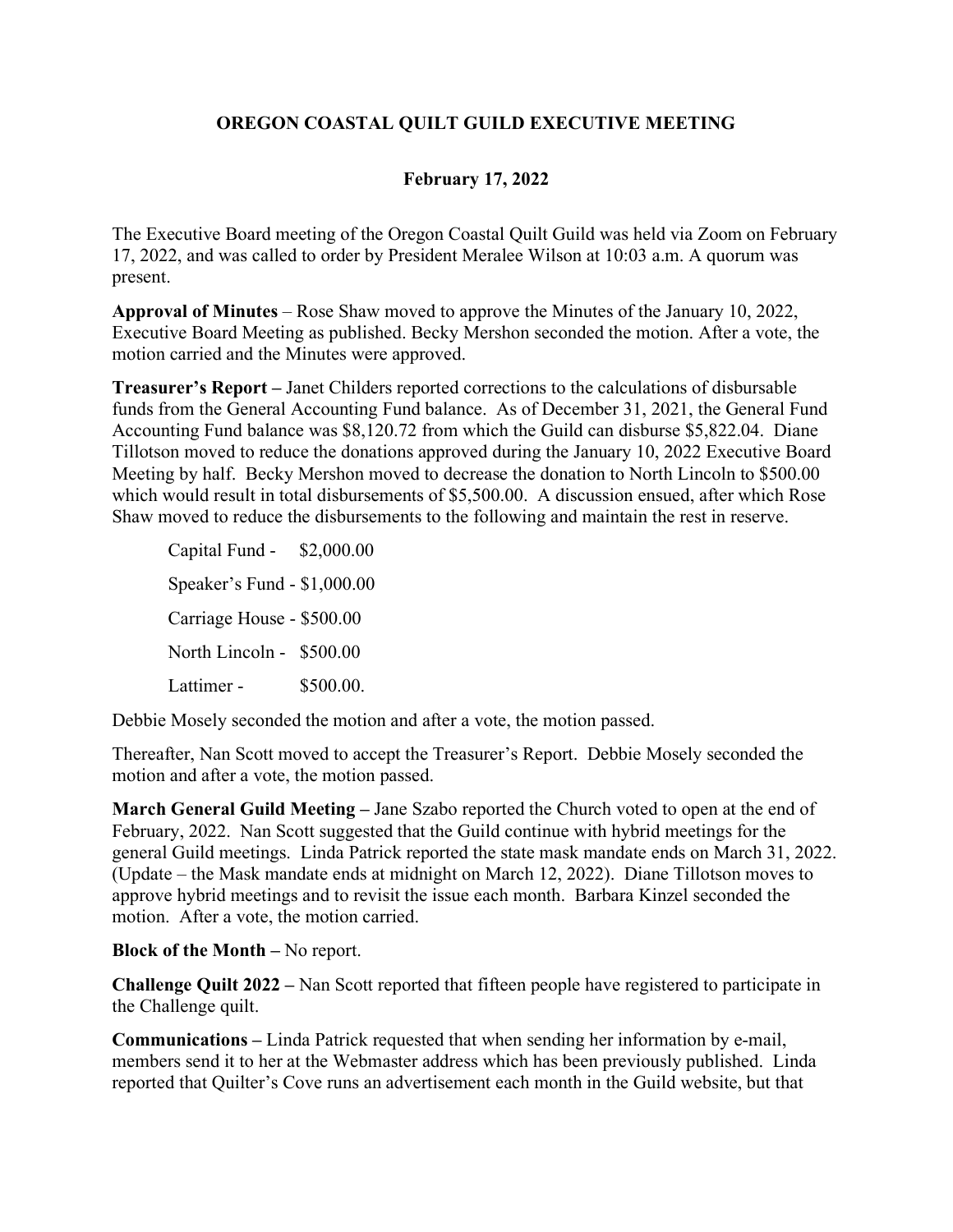# OREGON COASTAL QUILT GUILD EXECUTIVE MEETING

## February 17, 2022

The Executive Board meeting of the Oregon Coastal Quilt Guild was held via Zoom on February 17, 2022, and was called to order by President Meralee Wilson at 10:03 a.m. A quorum was present.

**Approval of Minutes** – Rose Shaw moved to approve the Minutes of the January 10, 2022, Executive Board Meeting as published. Becky Mershon seconded the motion. After a vote, the motion carried and the Minutes were approved.

**Treasurer's Report –** Janet Childers reported corrections to the calculations of disbursable funds from the General Accounting Fund balance. As of December 31, 2021, the General Fund Accounting Fund balance was $8,120.72 from which the Guild can disburse $5,822.04. Diane Tillotson moved to reduce the donations approved during the January 10, 2022 Executive Board Meeting by half. Becky Mershon moved to decrease the donation to North Lincoln to $500.00 which would result in total disbursements of $5,500.00. A discussion ensued, after which Rose Shaw moved to reduce the disbursements to the following and maintain the rest in reserve.

Capital Fund - $2,000.00

Speaker's Fund - $1,000.00

Carriage House - $500.00

North Lincoln - $500.00

Lattimer - $500.00.

Debbie Mosely seconded the motion and after a vote, the motion passed.

Thereafter, Nan Scott moved to accept the Treasurer's Report. Debbie Mosely seconded the motion and after a vote, the motion passed.

**March General Guild Meeting –** Jane Szabo reported the Church voted to open at the end of February, 2022. Nan Scott suggested that the Guild continue with hybrid meetings for the general Guild meetings. Linda Patrick reported the state mask mandate ends on March 31, 2022. (Update – the Mask mandate ends at midnight on March 12, 2022). Diane Tillotson moves to approve hybrid meetings and to revisit the issue each month. Barbara Kinzel seconded the motion. After a vote, the motion carried.

**Block of the Month –** No report.

**Challenge Quilt 2022 –** Nan Scott reported that fifteen people have registered to participate in the Challenge quilt.

**Communications –** Linda Patrick requested that when sending her information by e-mail, members send it to her at the Webmaster address which has been previously published. Linda reported that Quilter's Cove runs an advertisement each month in the Guild website, but that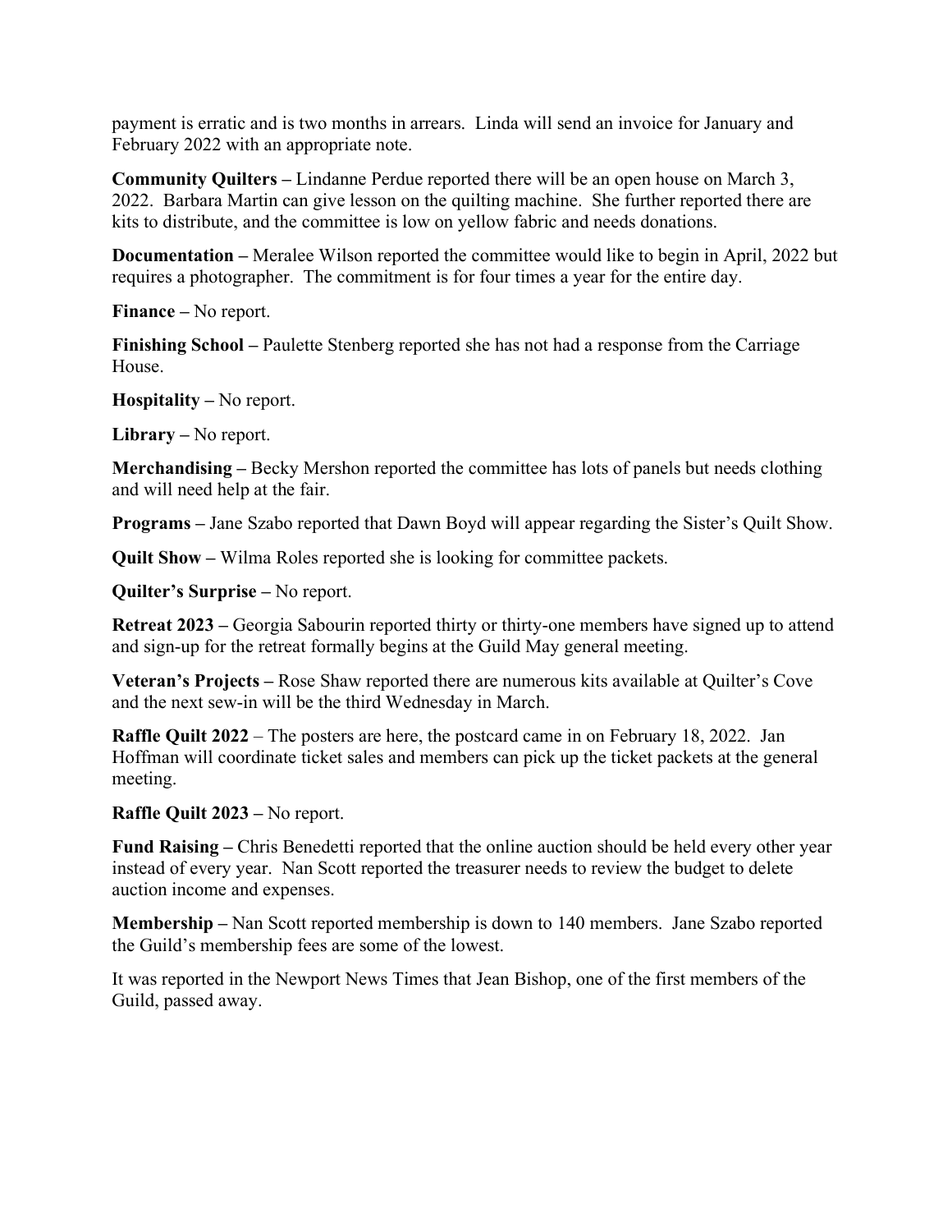payment is erratic and is two months in arrears. Linda will send an invoice for January and February 2022 with an appropriate note.

**Community Quilters –** Lindanne Perdue reported there will be an open house on March 3, 2022. Barbara Martin can give lesson on the quilting machine. She further reported there are kits to distribute, and the committee is low on yellow fabric and needs donations.

**Documentation –** Meralee Wilson reported the committee would like to begin in April, 2022 but requires a photographer. The commitment is for four times a year for the entire day.

**Finance –** No report.

**Finishing School –** Paulette Stenberg reported she has not had a response from the Carriage House.

**Hospitality –** No report.

**Library –** No report.

**Merchandising –** Becky Mershon reported the committee has lots of panels but needs clothing and will need help at the fair.

**Programs –** Jane Szabo reported that Dawn Boyd will appear regarding the Sister's Quilt Show.

**Quilt Show –** Wilma Roles reported she is looking for committee packets.

**Quilter's Surprise –** No report.

**Retreat 2023 –** Georgia Sabourin reported thirty or thirty-one members have signed up to attend and sign-up for the retreat formally begins at the Guild May general meeting.

**Veteran's Projects –** Rose Shaw reported there are numerous kits available at Quilter's Cove and the next sew-in will be the third Wednesday in March.

**Raffle Quilt 2022** – The posters are here, the postcard came in on February 18, 2022. Jan Hoffman will coordinate ticket sales and members can pick up the ticket packets at the general meeting.

**Raffle Quilt 2023 –** No report.

**Fund Raising –** Chris Benedetti reported that the online auction should be held every other year instead of every year. Nan Scott reported the treasurer needs to review the budget to delete auction income and expenses.

**Membership –** Nan Scott reported membership is down to 140 members. Jane Szabo reported the Guild's membership fees are some of the lowest.

It was reported in the Newport News Times that Jean Bishop, one of the first members of the Guild, passed away.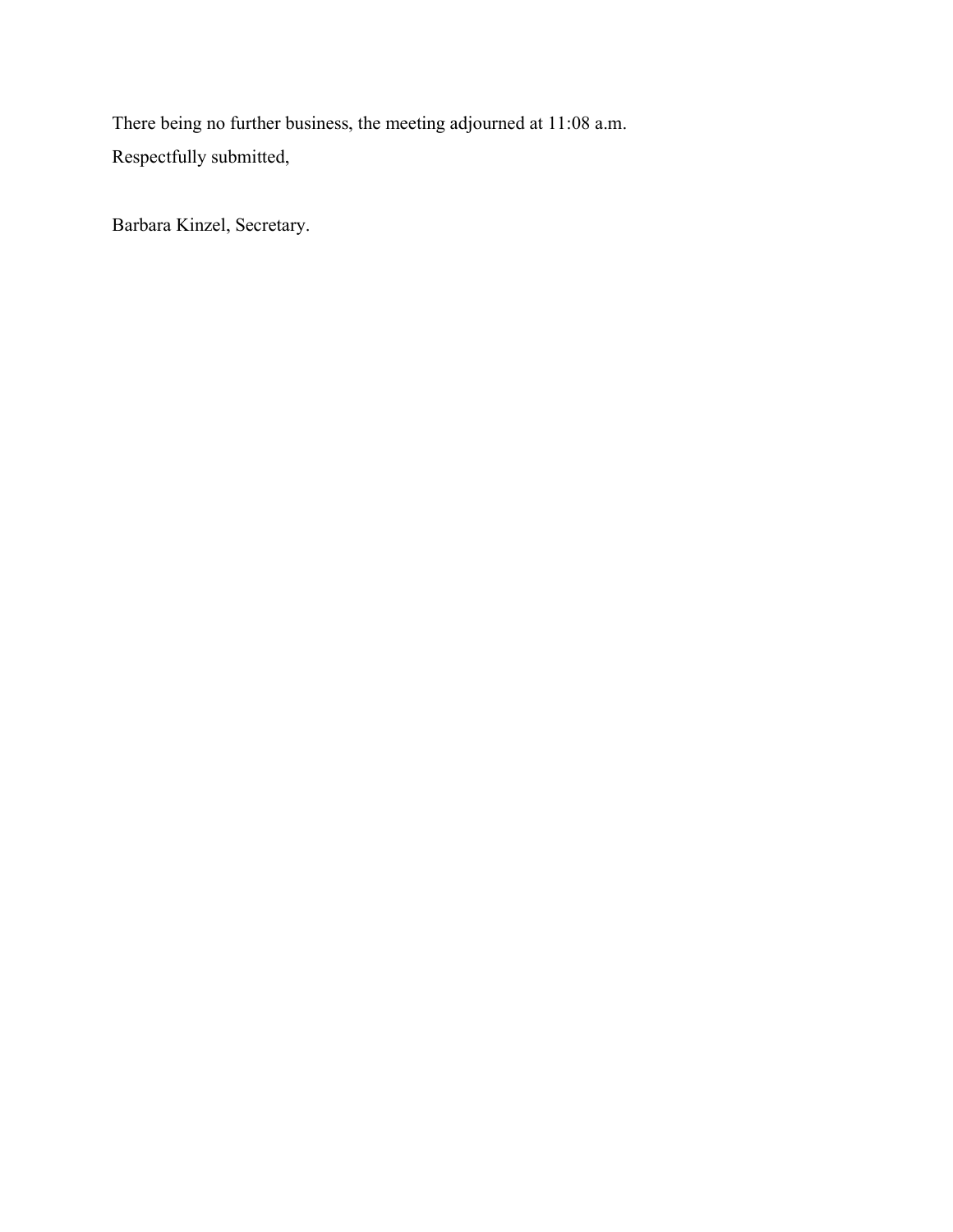There being no further business, the meeting adjourned at 11:08 a.m.

Respectfully submitted,

Barbara Kinzel, Secretary.